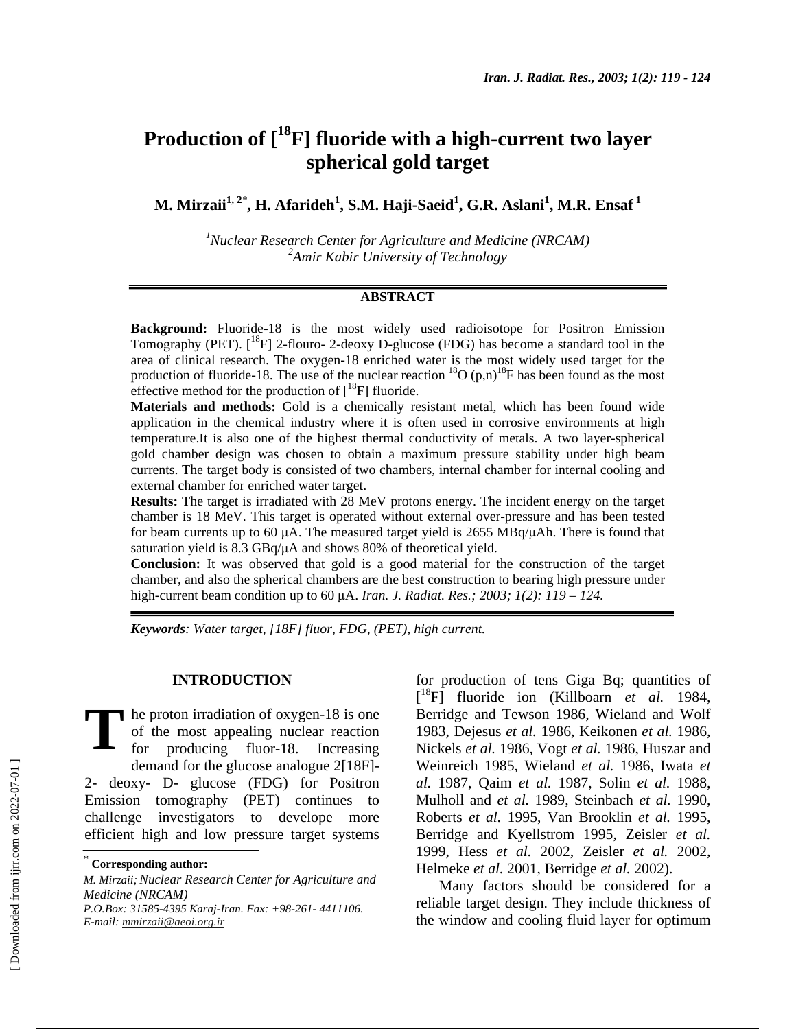# Production of [$^{18}$F] fluoride with a high-current two layer spherical gold target

**M. Mirzaii[1,2*], H. Afarideh[1], S.M. Haji-Saeid[1], G.R. Aslani[1], M.R. Ensaf[1]**

*[1]Nuclear Research Center for Agriculture and Medicine (NRCAM)*
*[2]Amir Kabir University of Technology*

## ABSTRACT

**Background:** Fluoride-18 is the most widely used radioisotope for Positron Emission Tomography (PET). [$^{18}$F] 2-flouro- 2-deoxy D-glucose (FDG) has become a standard tool in the area of clinical research. The oxygen-18 enriched water is the most widely used target for the production of fluoride-18. The use of the nuclear reaction $^{18}$O (p,n)$^{18}$F has been found as the most effective method for the production of [$^{18}$F] fluoride.

**Materials and methods:** Gold is a chemically resistant metal, which has been found wide application in the chemical industry where it is often used in corrosive environments at high temperature.It is also one of the highest thermal conductivity of metals. A two layer-spherical gold chamber design was chosen to obtain a maximum pressure stability under high beam currents. The target body is consisted of two chambers, internal chamber for internal cooling and external chamber for enriched water target.

**Results:** The target is irradiated with 28 MeV protons energy. The incident energy on the target chamber is 18 MeV. This target is operated without external over-pressure and has been tested for beam currents up to 60 μA. The measured target yield is 2655 MBq/μAh. There is found that saturation yield is 8.3 GBq/μA and shows 80% of theoretical yield.

**Conclusion:** It was observed that gold is a good material for the construction of the target chamber, and also the spherical chambers are the best construction to bearing high pressure under high-current beam condition up to 60 μA. *Iran. J. Radiat. Res.; 2003; 1(2): 119 – 124.*

***Keywords**: Water target, [18F] fluor, FDG, (PET), high current.*

## INTRODUCTION

The proton irradiation of oxygen-18 is one of the most appealing nuclear reaction for producing fluor-18. Increasing demand for the glucose analogue 2[18F]-2- deoxy- D- glucose (FDG) for Positron Emission tomography (PET) continues to challenge investigators to develope more efficient high and low pressure target systems for production of tens Giga Bq; quantities of [$^{18}$F] fluoride ion (Killboarn *et al.* 1984, Berridge and Tewson 1986, Wieland and Wolf 1983, Dejesus *et al.* 1986, Keikonen *et al.* 1986, Nickels *et al.* 1986, Vogt *et al.* 1986, Huszar and Weinreich 1985, Wieland *et al.* 1986, Iwata *et al.* 1987, Qaim *et al.* 1987, Solin *et al.* 1988, Mulholl and *et al.* 1989, Steinbach *et al.* 1990, Roberts *et al.* 1995, Van Brooklin *et al.* 1995, Berridge and Kyellstrom 1995, Zeisler *et al.* 1999, Hess *et al.* 2002, Zeisler *et al.* 2002, Helmeke *et al.* 2001, Berridge *et al.* 2002).

Many factors should be considered for a reliable target design. They include thickness of the window and cooling fluid layer for optimum

---

[*] **Corresponding author:**
*M. Mirzaii; Nuclear Research Center for Agriculture and Medicine (NRCAM)*
*P.O.Box: 31585-4395 Karaj-Iran. Fax: +98-261- 4411106.*
*E-mail: mmirzaii@aeoi.org.ir*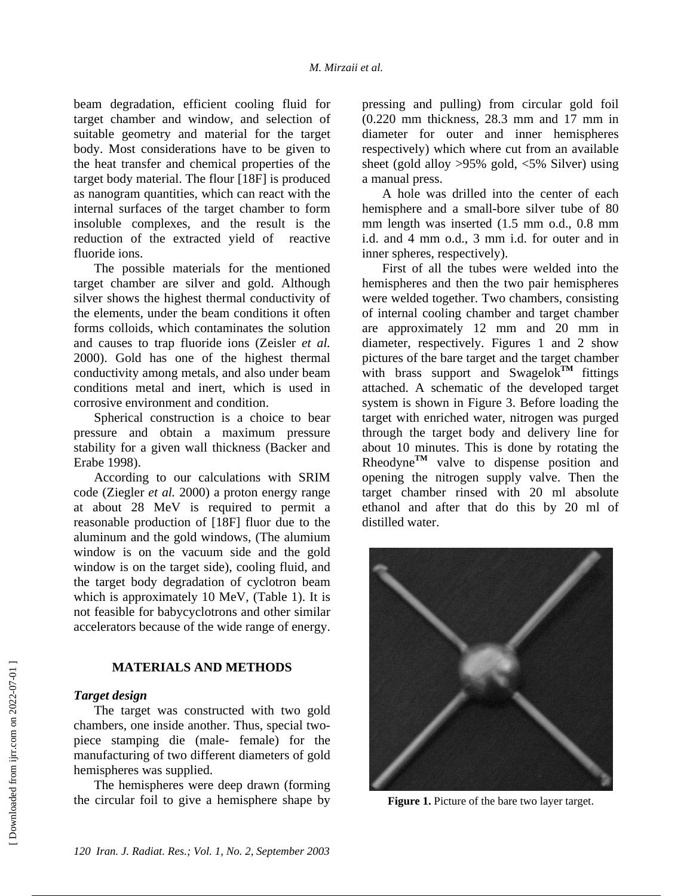beam degradation, efficient cooling fluid for target chamber and window, and selection of suitable geometry and material for the target body. Most considerations have to be given to the heat transfer and chemical properties of the target body material. The flour [18F] is produced as nanogram quantities, which can react with the internal surfaces of the target chamber to form insoluble complexes, and the result is the reduction of the extracted yield of reactive fluoride ions.

The possible materials for the mentioned target chamber are silver and gold. Although silver shows the highest thermal conductivity of the elements, under the beam conditions it often forms colloids, which contaminates the solution and causes to trap fluoride ions (Zeisler *et al.* 2000). Gold has one of the highest thermal conductivity among metals, and also under beam conditions metal and inert, which is used in corrosive environment and condition.

Spherical construction is a choice to bear pressure and obtain a maximum pressure stability for a given wall thickness (Backer and Erabe 1998).

According to our calculations with SRIM code (Ziegler *et al.* 2000) a proton energy range at about 28 MeV is required to permit a reasonable production of [18F] fluor due to the aluminum and the gold windows, (The alumium window is on the vacuum side and the gold window is on the target side), cooling fluid, and the target body degradation of cyclotron beam which is approximately 10 MeV, (Table 1). It is not feasible for babycyclotrons and other similar accelerators because of the wide range of energy.

## MATERIALS AND METHODS

### *Target design*

The target was constructed with two gold chambers, one inside another. Thus, special two-piece stamping die (male- female) for the manufacturing of two different diameters of gold hemispheres was supplied.

The hemispheres were deep drawn (forming the circular foil to give a hemisphere shape by pressing and pulling) from circular gold foil (0.220 mm thickness, 28.3 mm and 17 mm in diameter for outer and inner hemispheres respectively) which where cut from an available sheet (gold alloy >95% gold, <5% Silver) using a manual press.

A hole was drilled into the center of each hemisphere and a small-bore silver tube of 80 mm length was inserted (1.5 mm o.d., 0.8 mm i.d. and 4 mm o.d., 3 mm i.d. for outer and in inner spheres, respectively).

First of all the tubes were welded into the hemispheres and then the two pair hemispheres were welded together. Two chambers, consisting of internal cooling chamber and target chamber are approximately 12 mm and 20 mm in diameter, respectively. Figures 1 and 2 show pictures of the bare target and the target chamber with brass support and Swagelok**™** fittings attached. A schematic of the developed target system is shown in Figure 3. Before loading the target with enriched water, nitrogen was purged through the target body and delivery line for about 10 minutes. This is done by rotating the Rheodyne**™** valve to dispense position and opening the nitrogen supply valve. Then the target chamber rinsed with 20 ml absolute ethanol and after that do this by 20 ml of distilled water.

**Figure 1.** Picture of the bare two layer target.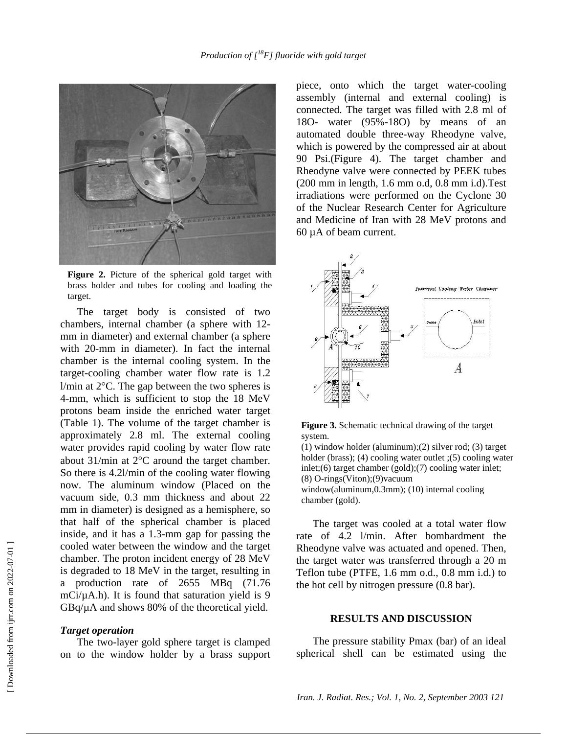Figure 2. Picture of the spherical gold target with brass holder and tubes for cooling and loading the target.

The target body is consisted of two chambers, internal chamber (a sphere with 12-mm in diameter) and external chamber (a sphere with 20-mm in diameter). In fact the internal chamber is the internal cooling system. In the target-cooling chamber water flow rate is 1.2 l/min at 2°C. The gap between the two spheres is 4-mm, which is sufficient to stop the 18 MeV protons beam inside the enriched water target (Table 1). The volume of the target chamber is approximately 2.8 ml. The external cooling water provides rapid cooling by water flow rate about 31/min at 2°C around the target chamber. So there is 4.2l/min of the cooling water flowing now. The aluminum window (Placed on the vacuum side, 0.3 mm thickness and about 22 mm in diameter) is designed as a hemisphere, so that half of the spherical chamber is placed inside, and it has a 1.3-mm gap for passing the cooled water between the window and the target chamber. The proton incident energy of 28 MeV is degraded to 18 MeV in the target, resulting in a production rate of 2655 MBq (71.76 mCi/µA.h). It is found that saturation yield is 9 GBq/µA and shows 80% of the theoretical yield.

### *Target operation*

The two-layer gold sphere target is clamped on to the window holder by a brass support piece, onto which the target water-cooling assembly (internal and external cooling) is connected. The target was filled with 2.8 ml of 18O- water (95%-18O) by means of an automated double three-way Rheodyne valve, which is powered by the compressed air at about 90 Psi.(Figure 4). The target chamber and Rheodyne valve were connected by PEEK tubes (200 mm in length, 1.6 mm o.d, 0.8 mm i.d).Test irradiations were performed on the Cyclone 30 of the Nuclear Research Center for Agriculture and Medicine of Iran with 28 MeV protons and 60 µA of beam current.

Figure 3. Schematic technical drawing of the target system.
(1) window holder (aluminum);(2) silver rod; (3) target holder (brass); (4) cooling water outlet ;(5) cooling water inlet;(6) target chamber (gold);(7) cooling water inlet; (8) O-rings(Viton);(9)vacuum window(aluminum,0.3mm); (10) internal cooling chamber (gold).

The target was cooled at a total water flow rate of 4.2 l/min. After bombardment the Rheodyne valve was actuated and opened. Then, the target water was transferred through a 20 m Teflon tube (PTFE, 1.6 mm o.d., 0.8 mm i.d.) to the hot cell by nitrogen pressure (0.8 bar).

## RESULTS AND DISCUSSION

The pressure stability Pmax (bar) of an ideal spherical shell can be estimated using the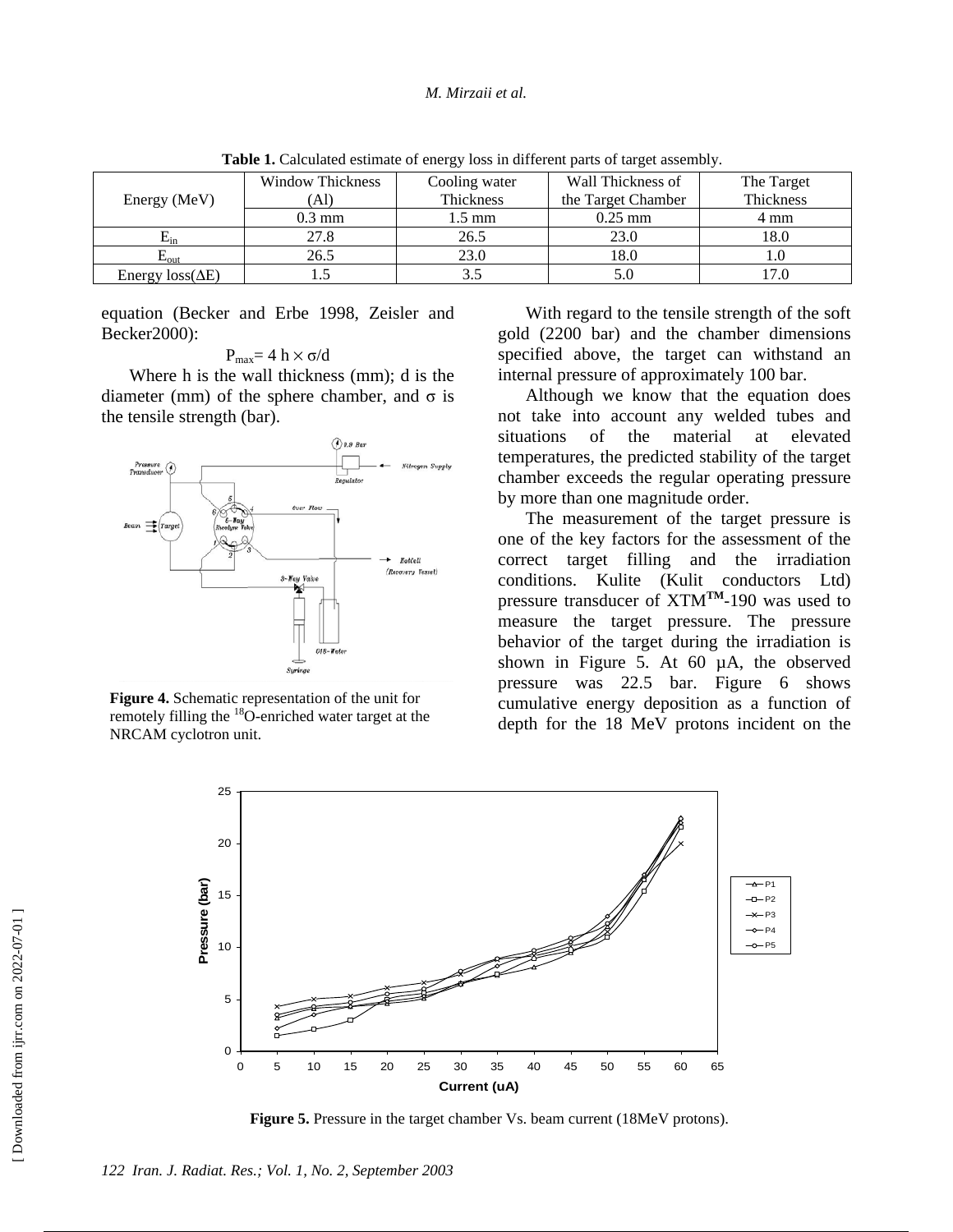**Table 1.** Calculated estimate of energy loss in different parts of target assembly.

| Energy (MeV) | Window Thickness (Al) | Cooling water Thickness | Wall Thickness of the Target Chamber | The Target Thickness |
|---|---|---|---|---|
| | 0.3 mm | 1.5 mm | 0.25 mm | 4 mm |
| $E_{in}$ | 27.8 | 26.5 | 23.0 | 18.0 |
| $E_{out}$ | 26.5 | 23.0 | 18.0 | 1.0 |
| Energy loss($\Delta$E) | 1.5 | 3.5 | 5.0 | 17.0 |

equation (Becker and Erbe 1998, Zeisler and Becker2000):

$$P_{max} = 4\,h \times \sigma / d$$

Where h is the wall thickness (mm); d is the diameter (mm) of the sphere chamber, and $\sigma$ is the tensile strength (bar).

**Figure 4.** Schematic representation of the unit for remotely filling the $^{18}$O-enriched water target at the NRCAM cyclotron unit.

With regard to the tensile strength of the soft gold (2200 bar) and the chamber dimensions specified above, the target can withstand an internal pressure of approximately 100 bar.

Although we know that the equation does not take into account any welded tubes and situations of the material at elevated temperatures, the predicted stability of the target chamber exceeds the regular operating pressure by more than one magnitude order.

The measurement of the target pressure is one of the key factors for the assessment of the correct target filling and the irradiation conditions. Kulite (Kulit conductors Ltd) pressure transducer of XTM™-190 was used to measure the target pressure. The pressure behavior of the target during the irradiation is shown in Figure 5. At 60 µA, the observed pressure was 22.5 bar. Figure 6 shows cumulative energy deposition as a function of depth for the 18 MeV protons incident on the

**Figure 5.** Pressure in the target chamber Vs. beam current (18MeV protons).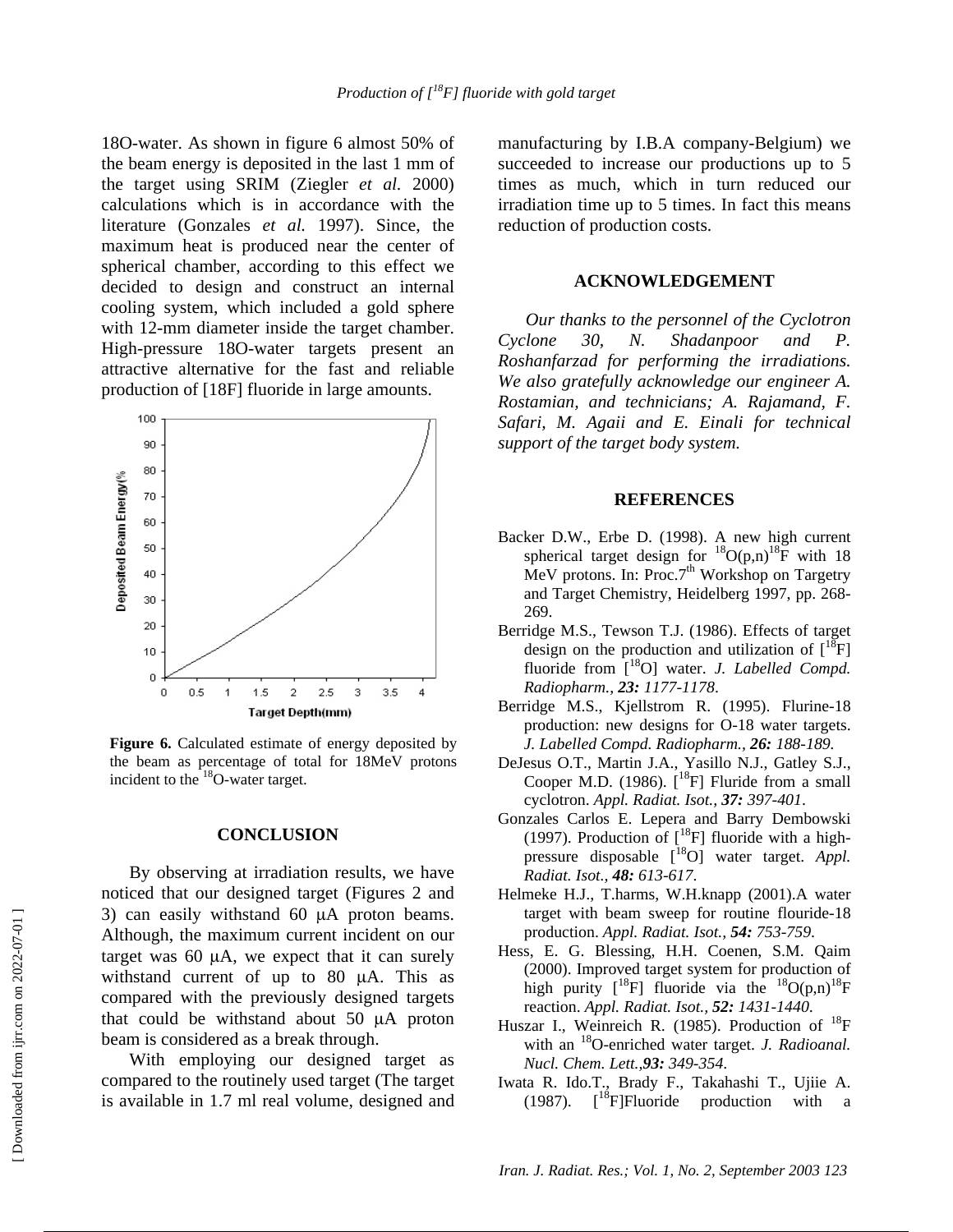18O-water. As shown in figure 6 almost 50% of the beam energy is deposited in the last 1 mm of the target using SRIM (Ziegler *et al.* 2000) calculations which is in accordance with the literature (Gonzales *et al.* 1997). Since, the maximum heat is produced near the center of spherical chamber, according to this effect we decided to design and construct an internal cooling system, which included a gold sphere with 12-mm diameter inside the target chamber. High-pressure 18O-water targets present an attractive alternative for the fast and reliable production of [18F] fluoride in large amounts.

**Figure 6.** Calculated estimate of energy deposited by the beam as percentage of total for 18MeV protons incident to the $^{18}O$-water target.

## CONCLUSION

By observing at irradiation results, we have noticed that our designed target (Figures 2 and 3) can easily withstand 60 μA proton beams. Although, the maximum current incident on our target was 60 μA, we expect that it can surely withstand current of up to 80 μA. This as compared with the previously designed targets that could be withstand about 50 μA proton beam is considered as a break through.

With employing our designed target as compared to the routinely used target (The target is available in 1.7 ml real volume, designed and manufacturing by I.B.A company-Belgium) we succeeded to increase our productions up to 5 times as much, which in turn reduced our irradiation time up to 5 times. In fact this means reduction of production costs.

## ACKNOWLEDGEMENT

*Our thanks to the personnel of the Cyclotron Cyclone 30, N. Shadanpoor and P. Roshanfarzad for performing the irradiations. We also gratefully acknowledge our engineer A. Rostamian, and technicians; A. Rajamand, F. Safari, M. Agaii and E. Einali for technical support of the target body system.*

## REFERENCES

Backer D.W., Erbe D. (1998). A new high current spherical target design for $^{18}O(p,n)^{18}F$ with 18 MeV protons. In: Proc.7th Workshop on Targetry and Target Chemistry, Heidelberg 1997, pp. 268-269.

Berridge M.S., Tewson T.J. (1986). Effects of target design on the production and utilization of [$^{18}F$] fluoride from [$^{18}O$] water. *J. Labelled Compd. Radiopharm., **23:** 1177-1178*.

Berridge M.S., Kjellstrom R. (1995). Flurine-18 production: new designs for O-18 water targets. *J. Labelled Compd. Radiopharm., **26:** 188-189.*

DeJesus O.T., Martin J.A., Yasillo N.J., Gatley S.J., Cooper M.D. (1986). [$^{18}F$] Fluride from a small cyclotron. *Appl. Radiat. Isot., **37:** 397-401*.

Gonzales Carlos E. Lepera and Barry Dembowski (1997). Production of [$^{18}F$] fluoride with a high-pressure disposable [$^{18}O$] water target. *Appl. Radiat. Isot., **48:** 613-617*.

Helmeke H.J., T.harms, W.H.knapp (2001).A water target with beam sweep for routine flouride-18 production. *Appl. Radiat. Isot., **54:** 753-759*.

Hess, E. G. Blessing, H.H. Coenen, S.M. Qaim (2000). Improved target system for production of high purity [$^{18}F$] fluoride via the $^{18}O(p,n)^{18}F$ reaction. *Appl. Radiat. Isot., **52:** 1431-1440*.

Huszar I., Weinreich R. (1985). Production of $^{18}F$ with an $^{18}O$-enriched water target. *J. Radioanal. Nucl. Chem. Lett.,**93:** 349-354*.

Iwata R. Ido.T., Brady F., Takahashi T., Ujiie A. (1987). [$^{18}F$]Fluoride production with a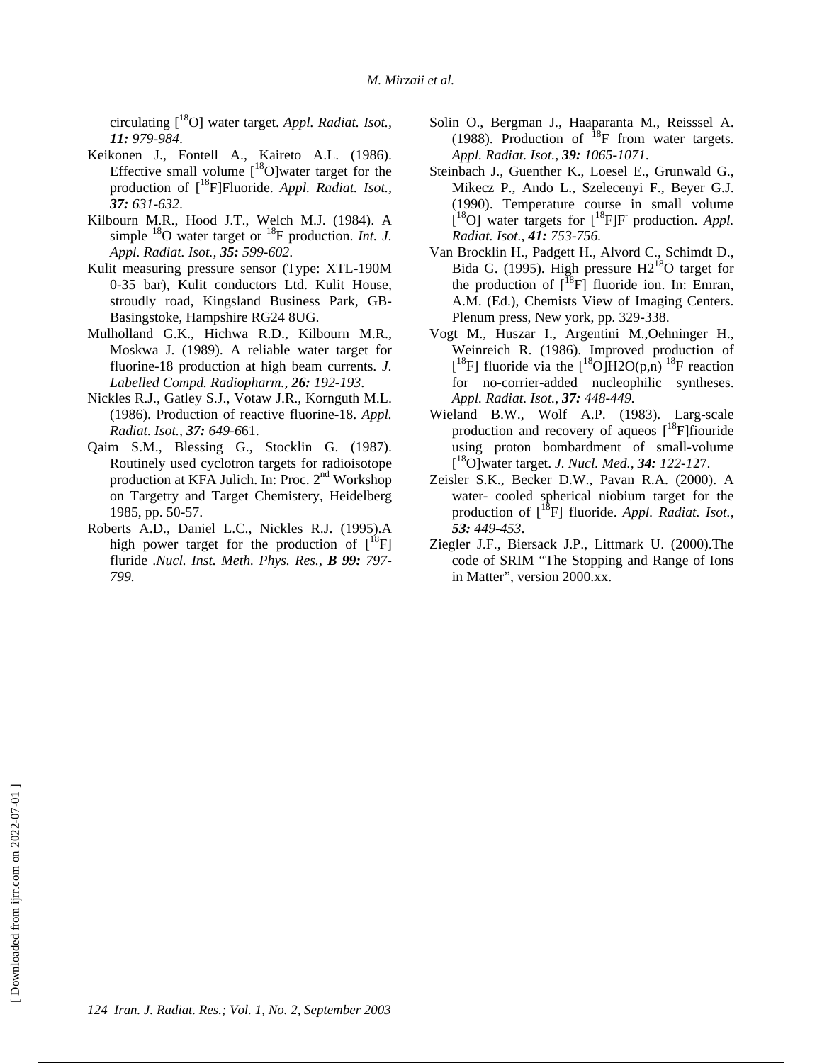circulating [$^{18}$O] water target. *Appl. Radiat. Isot.*, ***11:** 979-984*.

Keikonen J., Fontell A., Kaireto A.L. (1986). Effective small volume [$^{18}$O]water target for the production of [$^{18}$F]Fluoride. *Appl. Radiat. Isot.*, ***37:** 631-632*.

Kilbourn M.R., Hood J.T., Welch M.J. (1984). A simple $^{18}$O water target or $^{18}$F production. *Int. J. Appl. Radiat. Isot.*, ***35:** 599-602*.

Kulit measuring pressure sensor (Type: XTL-190M 0-35 bar), Kulit conductors Ltd. Kulit House, stroudly road, Kingsland Business Park, GB-Basingstoke, Hampshire RG24 8UG.

Mulholland G.K., Hichwa R.D., Kilbourn M.R., Moskwa J. (1989). A reliable water target for fluorine-18 production at high beam currents. *J. Labelled Compd. Radiopharm.*, ***26:** 192-193*.

Nickles R.J., Gatley S.J., Votaw J.R., Kornguth M.L. (1986). Production of reactive fluorine-18. *Appl. Radiat. Isot.*, ***37:** 649-6*61.

Qaim S.M., Blessing G., Stocklin G. (1987). Routinely used cyclotron targets for radioisotope production at KFA Julich. In: Proc. 2nd Workshop on Targetry and Target Chemistery, Heidelberg 1985, pp. 50-57.

Roberts A.D., Daniel L.C., Nickles R.J. (1995).A high power target for the production of [$^{18}$F] fluride .*Nucl. Inst. Meth. Phys. Res.*, ***B 99:** 797-799.*

Solin O., Bergman J., Haaparanta M., Reisssel A. (1988). Production of $^{18}$F from water targets. *Appl. Radiat. Isot.*, ***39:** 1065-1071*.

Steinbach J., Guenther K., Loesel E., Grunwald G., Mikecz P., Ando L., Szelecenyi F., Beyer G.J. (1990). Temperature course in small volume [$^{18}$O] water targets for [$^{18}$F]$F^-$ production. *Appl. Radiat. Isot.*, ***41:** 753-756.*

Van Brocklin H., Padgett H., Alvord C., Schimdt D., Bida G. (1995). High pressure H2$^{18}$O target for the production of [$^{18}$F] fluoride ion. In: Emran, A.M. (Ed.), Chemists View of Imaging Centers. Plenum press, New york, pp. 329-338.

Vogt M., Huszar I., Argentini M.,Oehninger H., Weinreich R. (1986). Improved production of [$^{18}$F] fluoride via the [$^{18}$O]H2O(p,n) $^{18}$F reaction for no-corrier-added nucleophilic syntheses. *Appl. Radiat. Isot.*, ***37:** 448-449.*

Wieland B.W., Wolf A.P. (1983). Larg-scale production and recovery of aqueos [$^{18}$F]fiouride using proton bombardment of small-volume [$^{18}$O]water target. *J. Nucl. Med.*, ***34:** 122-1*27.

Zeisler S.K., Becker D.W., Pavan R.A. (2000). A water- cooled spherical niobium target for the production of [$^{18}$F] fluoride. *Appl. Radiat. Isot.*, ***53:** 449-453*.

Ziegler J.F., Biersack J.P., Littmark U. (2000).The code of SRIM "The Stopping and Range of Ions in Matter", version 2000.xx.